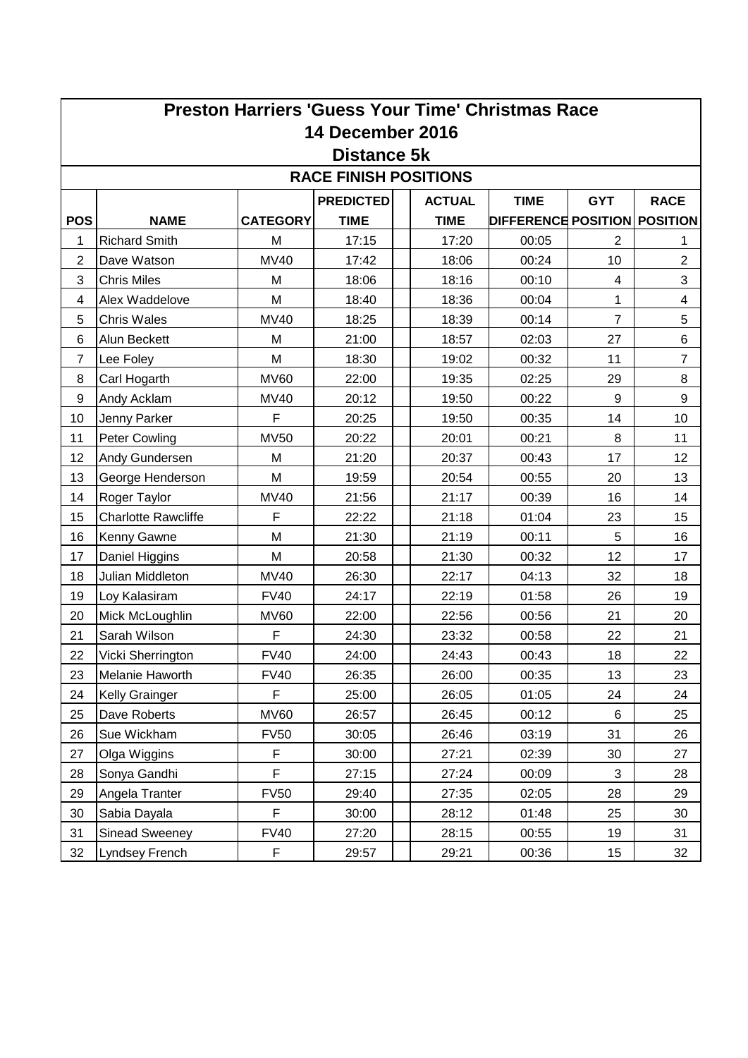# Preston Harriers 'Guess Your Time' Christmas Race

## 14 December 2016

## Distance 5k

### RACE FINISH POSITIONS

| POS | NAME | CATEGORY | PREDICTED TIME | | ACTUAL TIME | TIME DIFFERENCE | GYT POSITION | RACE POSITION |
|---|---|---|---|---|---|---|---|---|
| 1 | Richard Smith | M | 17:15 | | 17:20 | 00:05 | 2 | 1 |
| 2 | Dave Watson | MV40 | 17:42 | | 18:06 | 00:24 | 10 | 2 |
| 3 | Chris Miles | M | 18:06 | | 18:16 | 00:10 | 4 | 3 |
| 4 | Alex Waddelove | M | 18:40 | | 18:36 | 00:04 | 1 | 4 |
| 5 | Chris Wales | MV40 | 18:25 | | 18:39 | 00:14 | 7 | 5 |
| 6 | Alun Beckett | M | 21:00 | | 18:57 | 02:03 | 27 | 6 |
| 7 | Lee Foley | M | 18:30 | | 19:02 | 00:32 | 11 | 7 |
| 8 | Carl Hogarth | MV60 | 22:00 | | 19:35 | 02:25 | 29 | 8 |
| 9 | Andy Acklam | MV40 | 20:12 | | 19:50 | 00:22 | 9 | 9 |
| 10 | Jenny Parker | F | 20:25 | | 19:50 | 00:35 | 14 | 10 |
| 11 | Peter Cowling | MV50 | 20:22 | | 20:01 | 00:21 | 8 | 11 |
| 12 | Andy Gundersen | M | 21:20 | | 20:37 | 00:43 | 17 | 12 |
| 13 | George Henderson | M | 19:59 | | 20:54 | 00:55 | 20 | 13 |
| 14 | Roger Taylor | MV40 | 21:56 | | 21:17 | 00:39 | 16 | 14 |
| 15 | Charlotte Rawcliffe | F | 22:22 | | 21:18 | 01:04 | 23 | 15 |
| 16 | Kenny Gawne | M | 21:30 | | 21:19 | 00:11 | 5 | 16 |
| 17 | Daniel Higgins | M | 20:58 | | 21:30 | 00:32 | 12 | 17 |
| 18 | Julian Middleton | MV40 | 26:30 | | 22:17 | 04:13 | 32 | 18 |
| 19 | Loy Kalasiram | FV40 | 24:17 | | 22:19 | 01:58 | 26 | 19 |
| 20 | Mick McLoughlin | MV60 | 22:00 | | 22:56 | 00:56 | 21 | 20 |
| 21 | Sarah Wilson | F | 24:30 | | 23:32 | 00:58 | 22 | 21 |
| 22 | Vicki Sherrington | FV40 | 24:00 | | 24:43 | 00:43 | 18 | 22 |
| 23 | Melanie Haworth | FV40 | 26:35 | | 26:00 | 00:35 | 13 | 23 |
| 24 | Kelly Grainger | F | 25:00 | | 26:05 | 01:05 | 24 | 24 |
| 25 | Dave Roberts | MV60 | 26:57 | | 26:45 | 00:12 | 6 | 25 |
| 26 | Sue Wickham | FV50 | 30:05 | | 26:46 | 03:19 | 31 | 26 |
| 27 | Olga Wiggins | F | 30:00 | | 27:21 | 02:39 | 30 | 27 |
| 28 | Sonya Gandhi | F | 27:15 | | 27:24 | 00:09 | 3 | 28 |
| 29 | Angela Tranter | FV50 | 29:40 | | 27:35 | 02:05 | 28 | 29 |
| 30 | Sabia Dayala | F | 30:00 | | 28:12 | 01:48 | 25 | 30 |
| 31 | Sinead Sweeney | FV40 | 27:20 | | 28:15 | 00:55 | 19 | 31 |
| 32 | Lyndsey French | F | 29:57 | | 29:21 | 00:36 | 15 | 32 |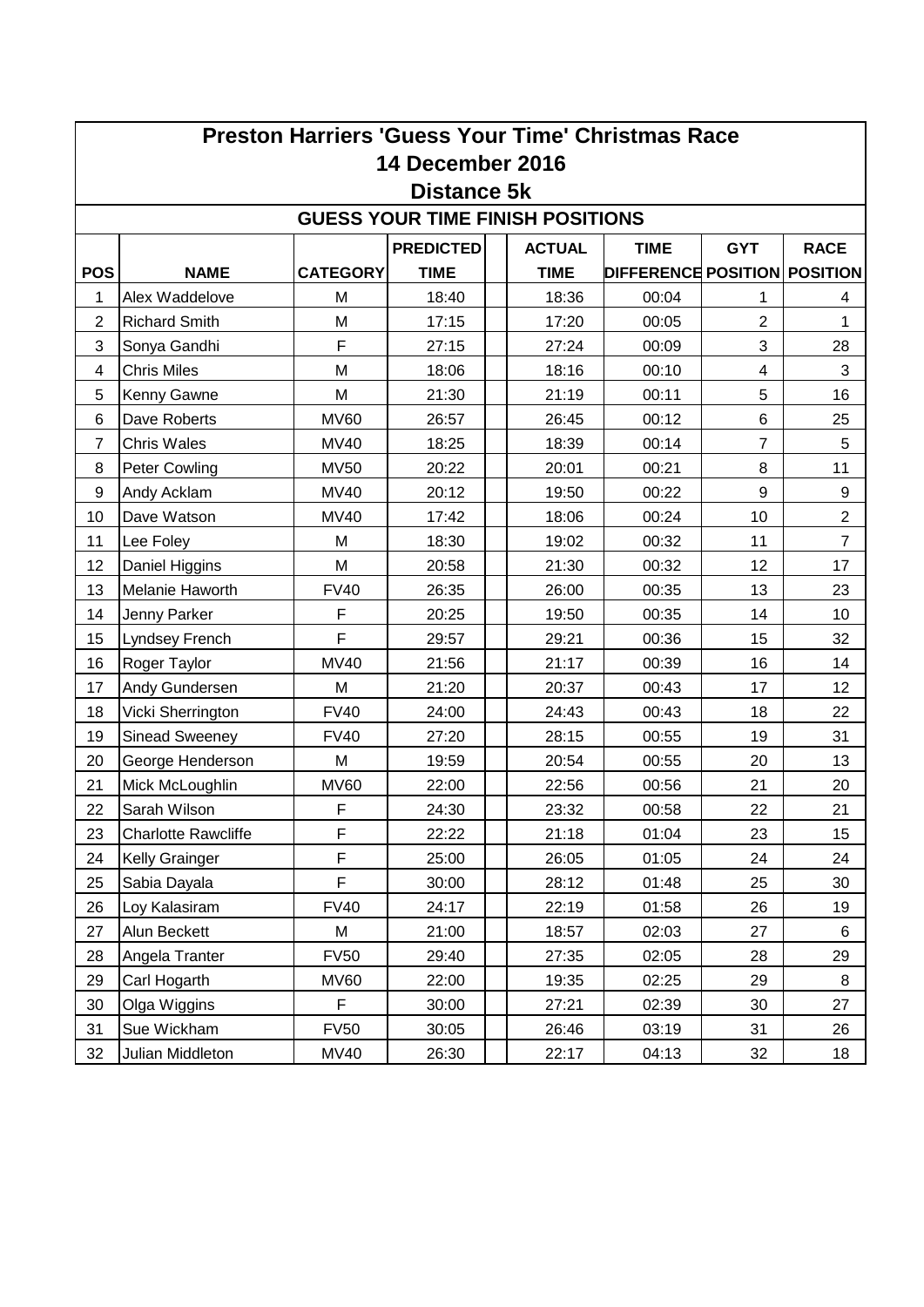# Preston Harriers 'Guess Your Time' Christmas Race

## 14 December 2016

## Distance 5k

### GUESS YOUR TIME FINISH POSITIONS

| POS | NAME | CATEGORY | PREDICTED TIME | | ACTUAL TIME | TIME DIFFERENCE | GYT POSITION | RACE POSITION |
|---|---|---|---|---|---|---|---|---|
| 1 | Alex Waddelove | M | 18:40 | | 18:36 | 00:04 | 1 | 4 |
| 2 | Richard Smith | M | 17:15 | | 17:20 | 00:05 | 2 | 1 |
| 3 | Sonya Gandhi | F | 27:15 | | 27:24 | 00:09 | 3 | 28 |
| 4 | Chris Miles | M | 18:06 | | 18:16 | 00:10 | 4 | 3 |
| 5 | Kenny Gawne | M | 21:30 | | 21:19 | 00:11 | 5 | 16 |
| 6 | Dave Roberts | MV60 | 26:57 | | 26:45 | 00:12 | 6 | 25 |
| 7 | Chris Wales | MV40 | 18:25 | | 18:39 | 00:14 | 7 | 5 |
| 8 | Peter Cowling | MV50 | 20:22 | | 20:01 | 00:21 | 8 | 11 |
| 9 | Andy Acklam | MV40 | 20:12 | | 19:50 | 00:22 | 9 | 9 |
| 10 | Dave Watson | MV40 | 17:42 | | 18:06 | 00:24 | 10 | 2 |
| 11 | Lee Foley | M | 18:30 | | 19:02 | 00:32 | 11 | 7 |
| 12 | Daniel Higgins | M | 20:58 | | 21:30 | 00:32 | 12 | 17 |
| 13 | Melanie Haworth | FV40 | 26:35 | | 26:00 | 00:35 | 13 | 23 |
| 14 | Jenny Parker | F | 20:25 | | 19:50 | 00:35 | 14 | 10 |
| 15 | Lyndsey French | F | 29:57 | | 29:21 | 00:36 | 15 | 32 |
| 16 | Roger Taylor | MV40 | 21:56 | | 21:17 | 00:39 | 16 | 14 |
| 17 | Andy Gundersen | M | 21:20 | | 20:37 | 00:43 | 17 | 12 |
| 18 | Vicki Sherrington | FV40 | 24:00 | | 24:43 | 00:43 | 18 | 22 |
| 19 | Sinead Sweeney | FV40 | 27:20 | | 28:15 | 00:55 | 19 | 31 |
| 20 | George Henderson | M | 19:59 | | 20:54 | 00:55 | 20 | 13 |
| 21 | Mick McLoughlin | MV60 | 22:00 | | 22:56 | 00:56 | 21 | 20 |
| 22 | Sarah Wilson | F | 24:30 | | 23:32 | 00:58 | 22 | 21 |
| 23 | Charlotte Rawcliffe | F | 22:22 | | 21:18 | 01:04 | 23 | 15 |
| 24 | Kelly Grainger | F | 25:00 | | 26:05 | 01:05 | 24 | 24 |
| 25 | Sabia Dayala | F | 30:00 | | 28:12 | 01:48 | 25 | 30 |
| 26 | Loy Kalasiram | FV40 | 24:17 | | 22:19 | 01:58 | 26 | 19 |
| 27 | Alun Beckett | M | 21:00 | | 18:57 | 02:03 | 27 | 6 |
| 28 | Angela Tranter | FV50 | 29:40 | | 27:35 | 02:05 | 28 | 29 |
| 29 | Carl Hogarth | MV60 | 22:00 | | 19:35 | 02:25 | 29 | 8 |
| 30 | Olga Wiggins | F | 30:00 | | 27:21 | 02:39 | 30 | 27 |
| 31 | Sue Wickham | FV50 | 30:05 | | 26:46 | 03:19 | 31 | 26 |
| 32 | Julian Middleton | MV40 | 26:30 | | 22:17 | 04:13 | 32 | 18 |